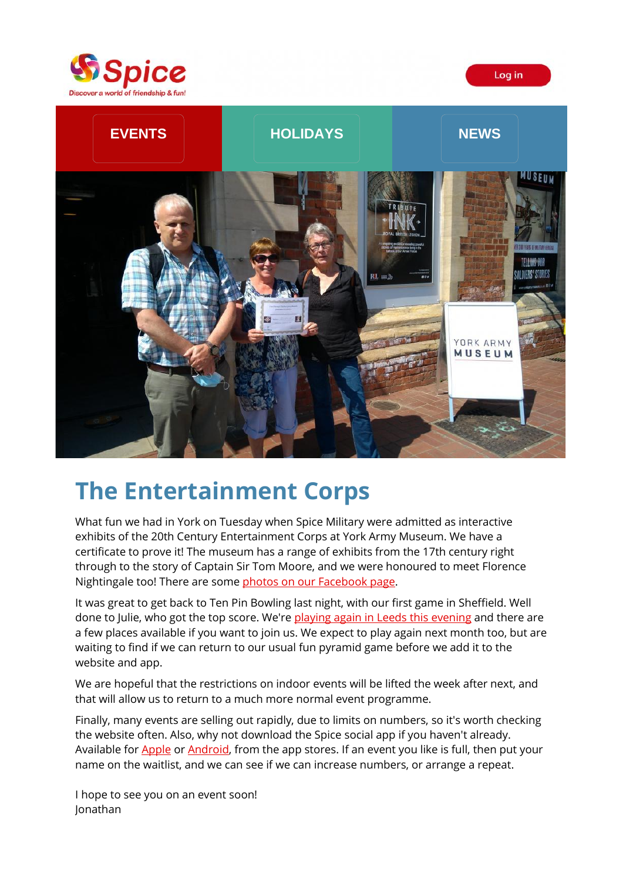Spice

Discover a world of friendship & fun!

Log in

EVENTS | HOLIDAYS | NEWS

# The Entertainment Corps

What fun we had in York on Tuesday when Spice Military were admitted as interactive exhibits of the 20th Century Entertainment Corps at York Army Museum. We have a certificate to prove it! The museum has a range of exhibits from the 17th century right through to the story of Captain Sir Tom Moore, and we were honoured to meet Florence Nightingale too! There are some photos on our Facebook page.

It was great to get back to Ten Pin Bowling last night, with our first game in Sheffield. Well done to Julie, who got the top score. We're playing again in Leeds this evening and there are a few places available if you want to join us. We expect to play again next month too, but are waiting to find if we can return to our usual fun pyramid game before we add it to the website and app.

We are hopeful that the restrictions on indoor events will be lifted the week after next, and that will allow us to return to a much more normal event programme.

Finally, many events are selling out rapidly, due to limits on numbers, so it's worth checking the website often. Also, why not download the Spice social app if you haven't already. Available for Apple or Android, from the app stores. If an event you like is full, then put your name on the waitlist, and we can see if we can increase numbers, or arrange a repeat.

I hope to see you on an event soon!
Jonathan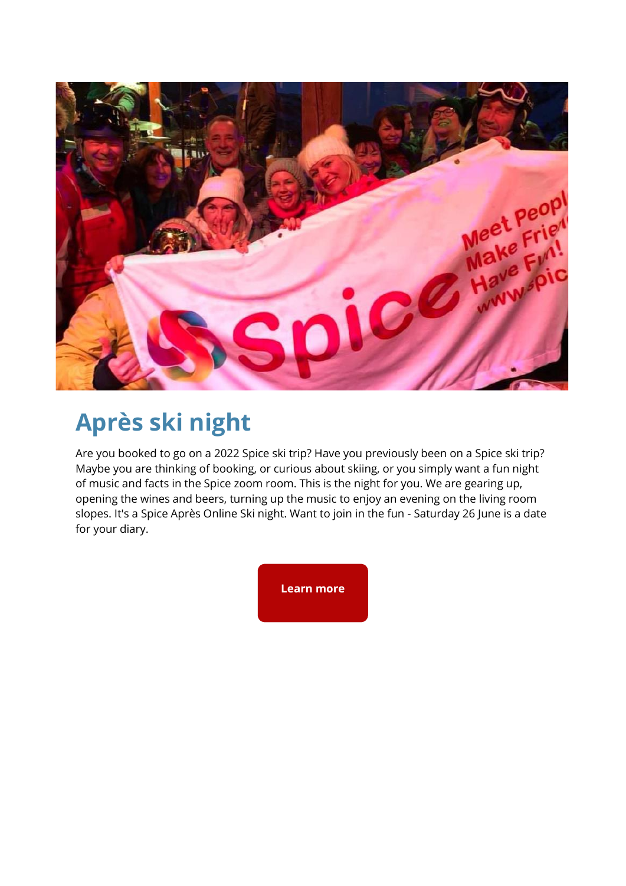## Après ski night

Are you booked to go on a 2022 Spice ski trip? Have you previously been on a Spice ski trip? Maybe you are thinking of booking, or curious about skiing, or you simply want a fun night of music and facts in the Spice zoom room. This is the night for you. We are gearing up, opening the wines and beers, turning up the music to enjoy an evening on the living room slopes. It's a Spice Après Online Ski night. Want to join in the fun - Saturday 26 June is a date for your diary.

Learn more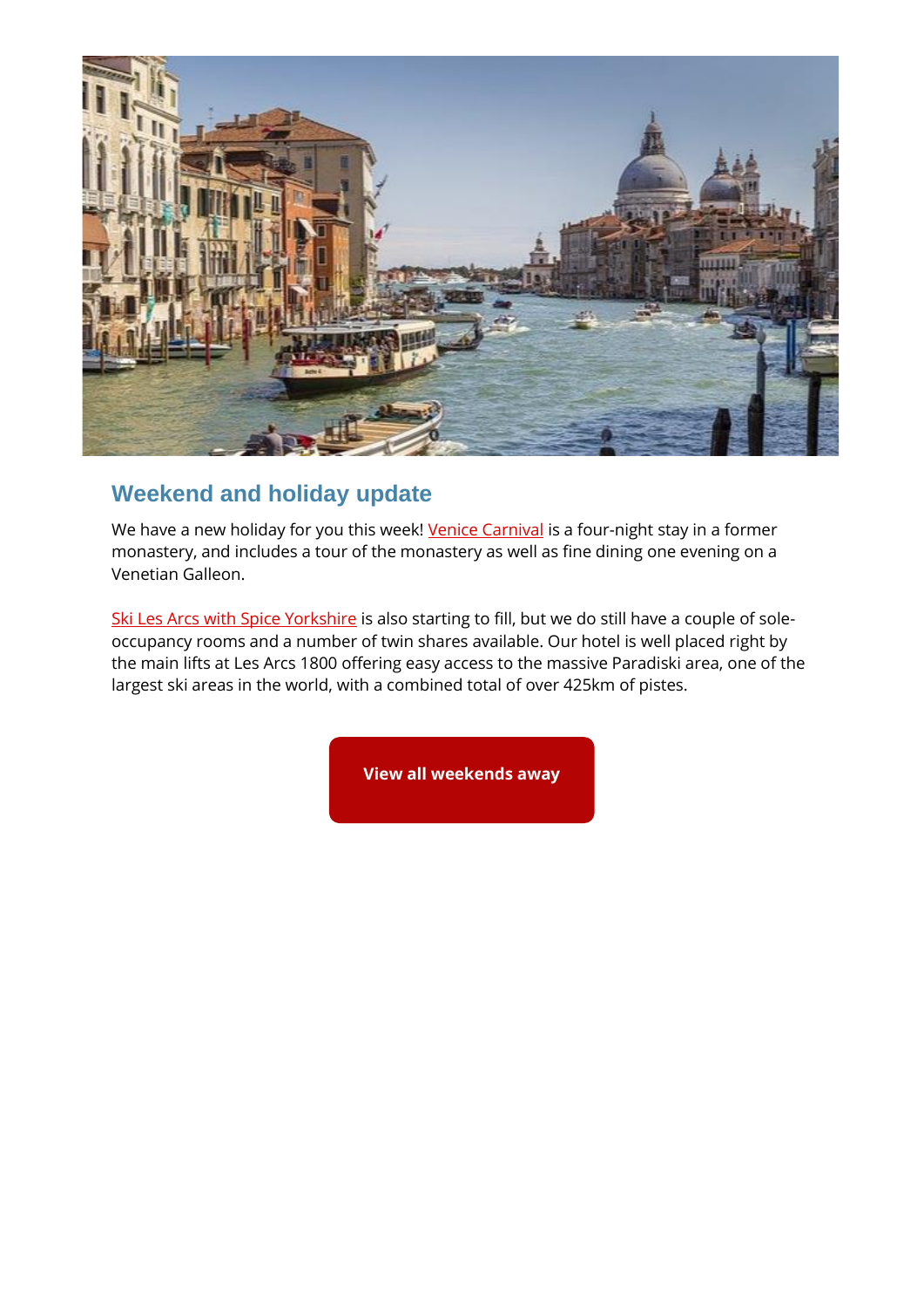## Weekend and holiday update

We have a new holiday for you this week! Venice Carnival is a four-night stay in a former monastery, and includes a tour of the monastery as well as fine dining one evening on a Venetian Galleon.

Ski Les Arcs with Spice Yorkshire is also starting to fill, but we do still have a couple of sole-occupancy rooms and a number of twin shares available. Our hotel is well placed right by the main lifts at Les Arcs 1800 offering easy access to the massive Paradiski area, one of the largest ski areas in the world, with a combined total of over 425km of pistes.

**View all weekends away**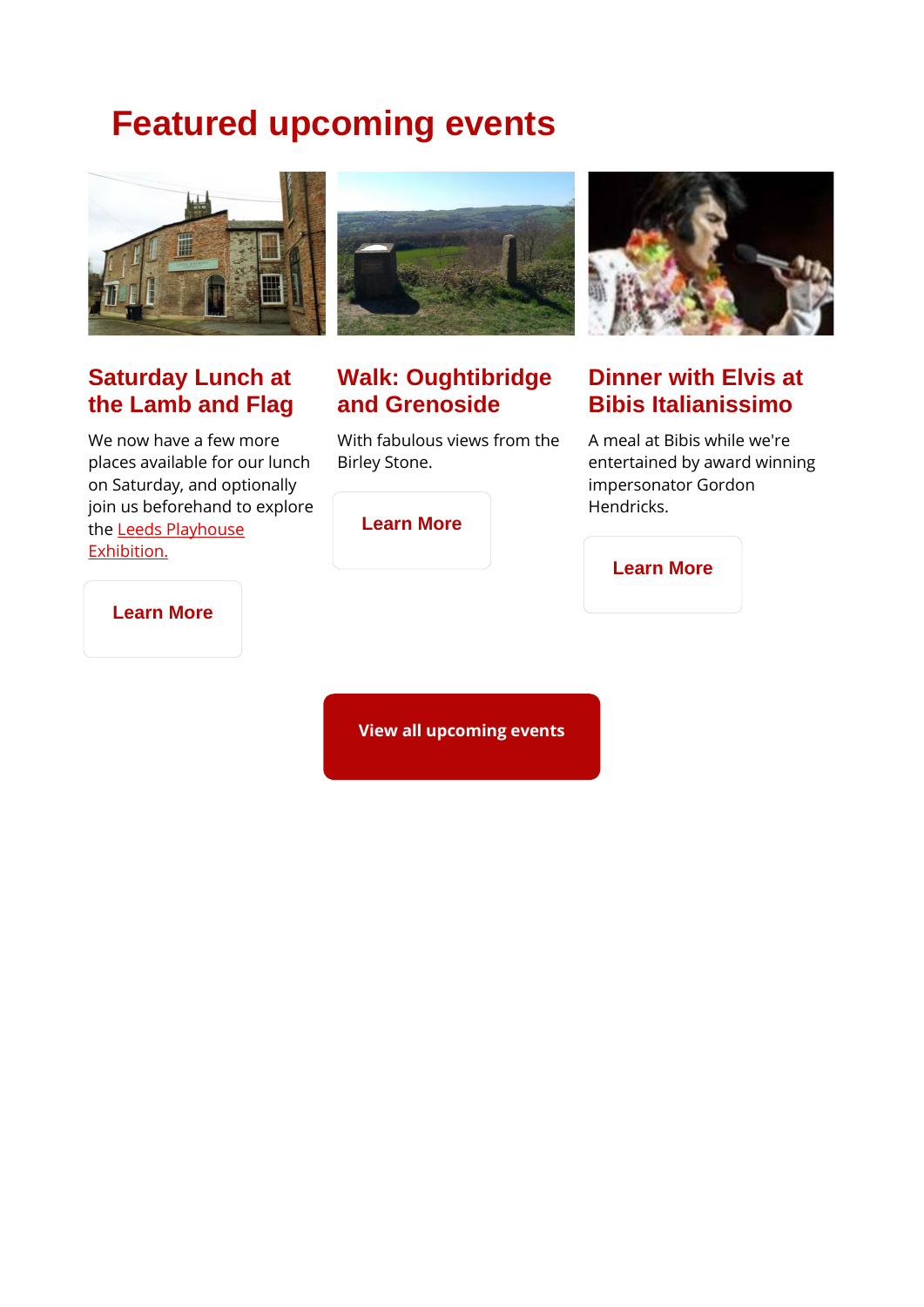# Featured upcoming events

### Saturday Lunch at the Lamb and Flag

We now have a few more places available for our lunch on Saturday, and optionally join us beforehand to explore the Leeds Playhouse Exhibition.

Learn More

### Walk: Oughtibridge and Grenoside

With fabulous views from the Birley Stone.

Learn More

### Dinner with Elvis at Bibis Italianissimo

A meal at Bibis while we're entertained by award winning impersonator Gordon Hendricks.

Learn More

View all upcoming events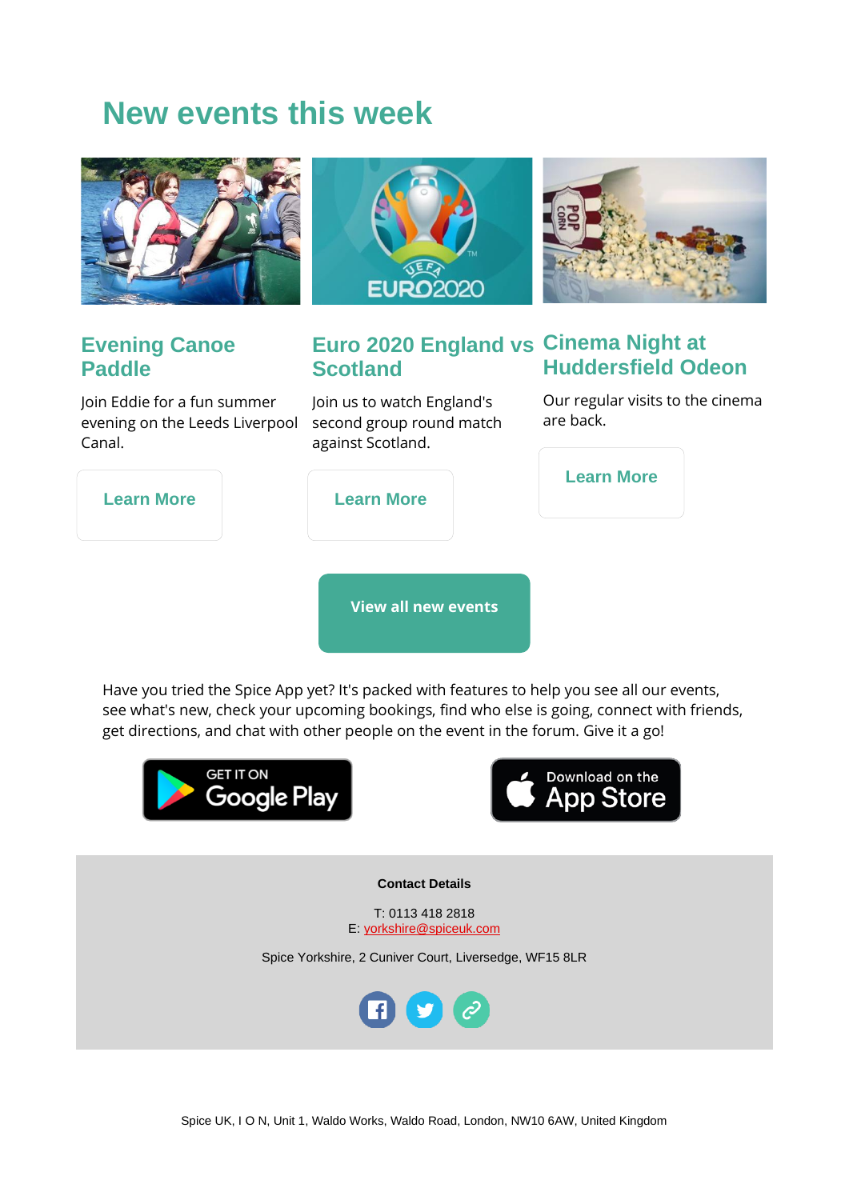# New events this week

### Evening Canoe Paddle

Join Eddie for a fun summer evening on the Leeds Liverpool Canal.

Learn More

### Euro 2020 England vs Scotland

Join us to watch England's second group round match against Scotland.

Learn More

### Cinema Night at Huddersfield Odeon

Our regular visits to the cinema are back.

Learn More

View all new events

Have you tried the Spice App yet? It's packed with features to help you see all our events, see what's new, check your upcoming bookings, find who else is going, connect with friends, get directions, and chat with other people on the event in the forum. Give it a go!

GET IT ON Google Play

Download on the App Store

**Contact Details**

T: 0113 418 2818
E: yorkshire@spiceuk.com

Spice Yorkshire, 2 Cuniver Court, Liversedge, WF15 8LR

Spice UK, I O N, Unit 1, Waldo Works, Waldo Road, London, NW10 6AW, United Kingdom